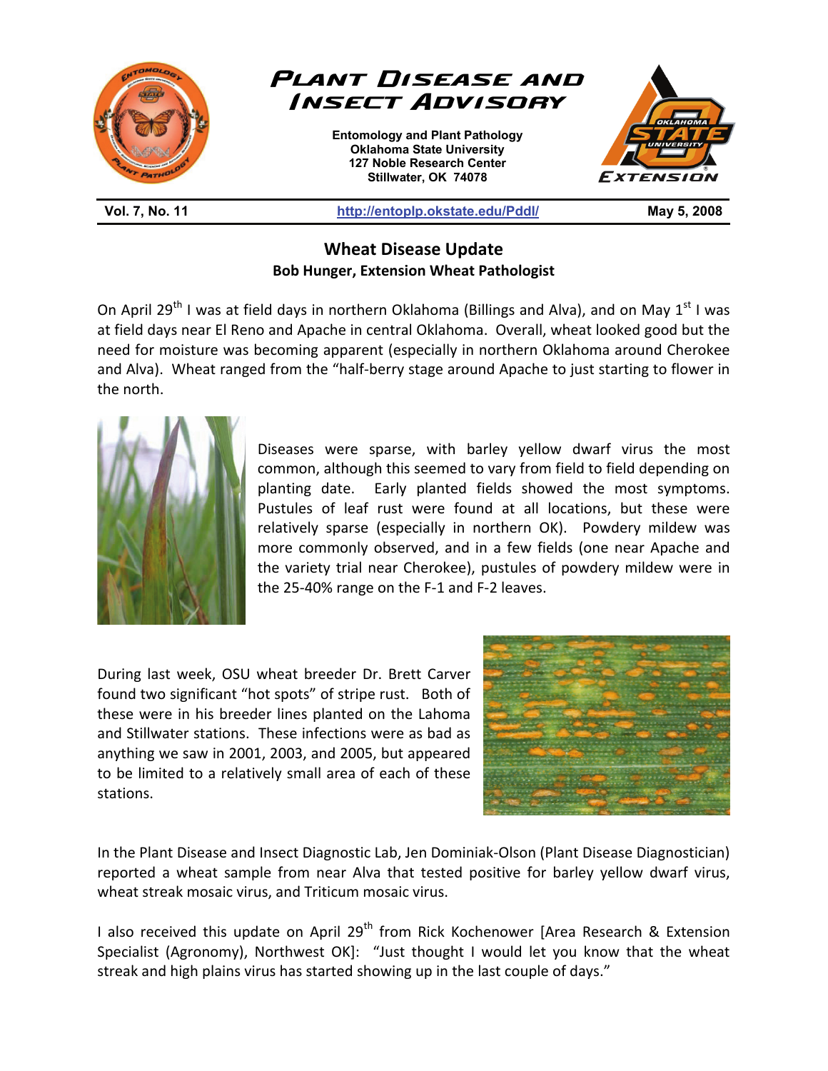# Plant Disease and Insect Advisory

**Entomology and Plant Pathology**
**Oklahoma State University**
**127 Noble Research Center**
**Stillwater, OK 74078**

**Vol. 7, No. 11** | **http://entoplp.okstate.edu/Pddl/** | **May 5, 2008**

## Wheat Disease Update

**Bob Hunger, Extension Wheat Pathologist**

On April 29th I was at field days in northern Oklahoma (Billings and Alva), and on May 1st I was at field days near El Reno and Apache in central Oklahoma. Overall, wheat looked good but the need for moisture was becoming apparent (especially in northern Oklahoma around Cherokee and Alva). Wheat ranged from the "half-berry stage around Apache to just starting to flower in the north.

Diseases were sparse, with barley yellow dwarf virus the most common, although this seemed to vary from field to field depending on planting date. Early planted fields showed the most symptoms. Pustules of leaf rust were found at all locations, but these were relatively sparse (especially in northern OK). Powdery mildew was more commonly observed, and in a few fields (one near Apache and the variety trial near Cherokee), pustules of powdery mildew were in the 25-40% range on the F-1 and F-2 leaves.

During last week, OSU wheat breeder Dr. Brett Carver found two significant "hot spots" of stripe rust. Both of these were in his breeder lines planted on the Lahoma and Stillwater stations. These infections were as bad as anything we saw in 2001, 2003, and 2005, but appeared to be limited to a relatively small area of each of these stations.

In the Plant Disease and Insect Diagnostic Lab, Jen Dominiak-Olson (Plant Disease Diagnostician) reported a wheat sample from near Alva that tested positive for barley yellow dwarf virus, wheat streak mosaic virus, and Triticum mosaic virus.

I also received this update on April 29th from Rick Kochenower [Area Research & Extension Specialist (Agronomy), Northwest OK]: "Just thought I would let you know that the wheat streak and high plains virus has started showing up in the last couple of days."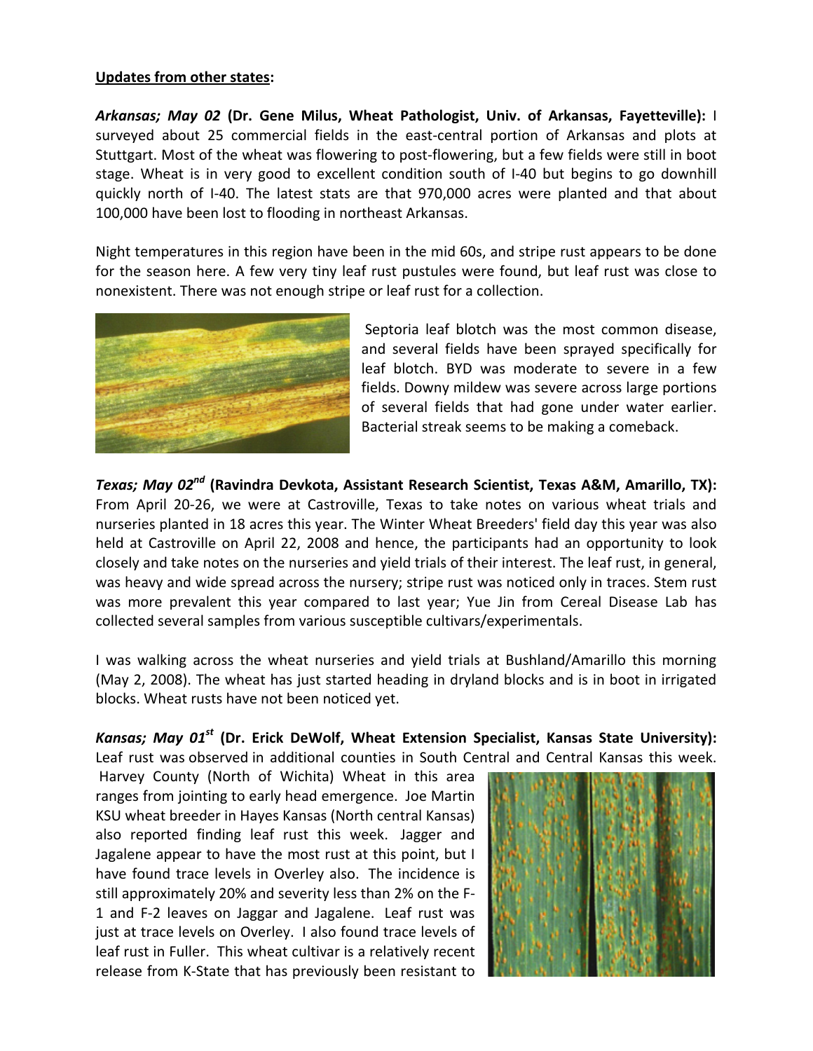**Updates from other states:**

***Arkansas; May 02*** **(Dr. Gene Milus, Wheat Pathologist, Univ. of Arkansas, Fayetteville):** I surveyed about 25 commercial fields in the east-central portion of Arkansas and plots at Stuttgart. Most of the wheat was flowering to post-flowering, but a few fields were still in boot stage. Wheat is in very good to excellent condition south of I-40 but begins to go downhill quickly north of I-40. The latest stats are that 970,000 acres were planted and that about 100,000 have been lost to flooding in northeast Arkansas.

Night temperatures in this region have been in the mid 60s, and stripe rust appears to be done for the season here. A few very tiny leaf rust pustules were found, but leaf rust was close to nonexistent. There was not enough stripe or leaf rust for a collection.

Septoria leaf blotch was the most common disease, and several fields have been sprayed specifically for leaf blotch. BYD was moderate to severe in a few fields. Downy mildew was severe across large portions of several fields that had gone under water earlier. Bacterial streak seems to be making a comeback.

***Texas; May 02nd*** **(Ravindra Devkota, Assistant Research Scientist, Texas A&M, Amarillo, TX):** From April 20-26, we were at Castroville, Texas to take notes on various wheat trials and nurseries planted in 18 acres this year. The Winter Wheat Breeders' field day this year was also held at Castroville on April 22, 2008 and hence, the participants had an opportunity to look closely and take notes on the nurseries and yield trials of their interest. The leaf rust, in general, was heavy and wide spread across the nursery; stripe rust was noticed only in traces. Stem rust was more prevalent this year compared to last year; Yue Jin from Cereal Disease Lab has collected several samples from various susceptible cultivars/experimentals.

I was walking across the wheat nurseries and yield trials at Bushland/Amarillo this morning (May 2, 2008). The wheat has just started heading in dryland blocks and is in boot in irrigated blocks. Wheat rusts have not been noticed yet.

***Kansas; May 01st*** **(Dr. Erick DeWolf, Wheat Extension Specialist, Kansas State University):** Leaf rust was observed in additional counties in South Central and Central Kansas this week. Harvey County (North of Wichita) Wheat in this area ranges from jointing to early head emergence. Joe Martin KSU wheat breeder in Hayes Kansas (North central Kansas) also reported finding leaf rust this week. Jagger and Jagalene appear to have the most rust at this point, but I have found trace levels in Overley also. The incidence is still approximately 20% and severity less than 2% on the F-1 and F-2 leaves on Jaggar and Jagalene. Leaf rust was just at trace levels on Overley. I also found trace levels of leaf rust in Fuller. This wheat cultivar is a relatively recent release from K-State that has previously been resistant to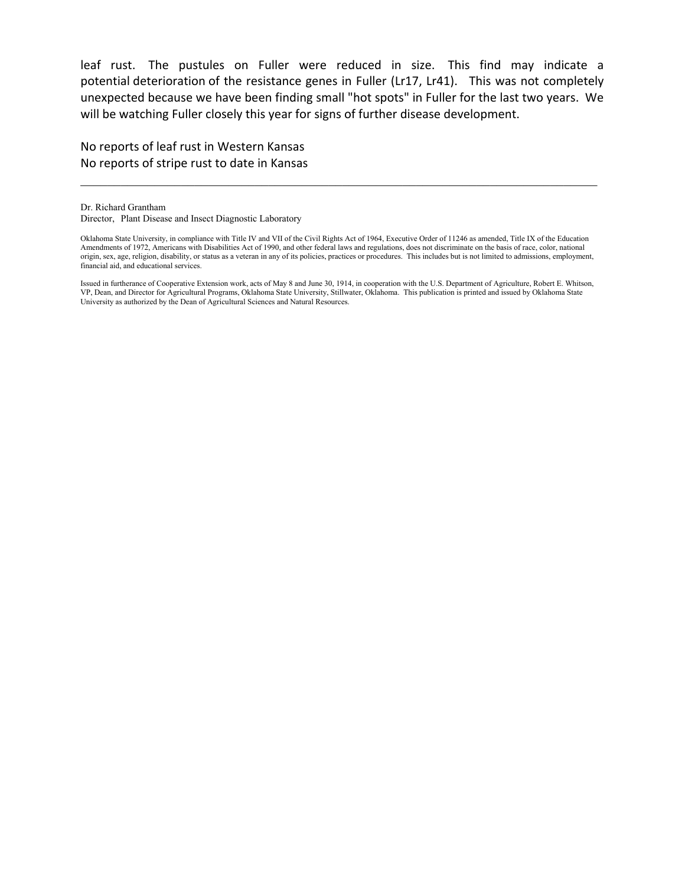leaf rust. The pustules on Fuller were reduced in size. This find may indicate a potential deterioration of the resistance genes in Fuller (Lr17, Lr41). This was not completely unexpected because we have been finding small "hot spots" in Fuller for the last two years. We will be watching Fuller closely this year for signs of further disease development.

No reports of leaf rust in Western Kansas
No reports of stripe rust to date in Kansas

---

Dr. Richard Grantham
Director, Plant Disease and Insect Diagnostic Laboratory

Oklahoma State University, in compliance with Title IV and VII of the Civil Rights Act of 1964, Executive Order of 11246 as amended, Title IX of the Education Amendments of 1972, Americans with Disabilities Act of 1990, and other federal laws and regulations, does not discriminate on the basis of race, color, national origin, sex, age, religion, disability, or status as a veteran in any of its policies, practices or procedures. This includes but is not limited to admissions, employment, financial aid, and educational services.

Issued in furtherance of Cooperative Extension work, acts of May 8 and June 30, 1914, in cooperation with the U.S. Department of Agriculture, Robert E. Whitson, VP, Dean, and Director for Agricultural Programs, Oklahoma State University, Stillwater, Oklahoma. This publication is printed and issued by Oklahoma State University as authorized by the Dean of Agricultural Sciences and Natural Resources.